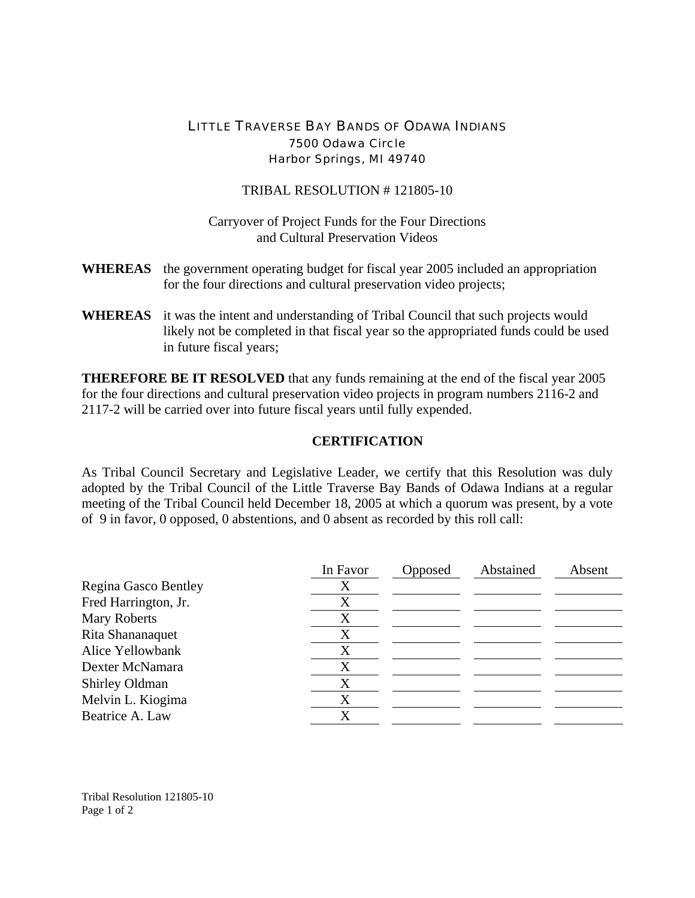# LITTLE TRAVERSE BAY BANDS OF ODAWA INDIANS

7500 Odawa Circle
Harbor Springs, MI 49740

## TRIBAL RESOLUTION # 121805-10

Carryover of Project Funds for the Four Directions
and Cultural Preservation Videos

**WHEREAS** the government operating budget for fiscal year 2005 included an appropriation for the four directions and cultural preservation video projects;

**WHEREAS** it was the intent and understanding of Tribal Council that such projects would likely not be completed in that fiscal year so the appropriated funds could be used in future fiscal years;

**THEREFORE BE IT RESOLVED** that any funds remaining at the end of the fiscal year 2005 for the four directions and cultural preservation video projects in program numbers 2116-2 and 2117-2 will be carried over into future fiscal years until fully expended.

### CERTIFICATION

As Tribal Council Secretary and Legislative Leader, we certify that this Resolution was duly adopted by the Tribal Council of the Little Traverse Bay Bands of Odawa Indians at a regular meeting of the Tribal Council held December 18, 2005 at which a quorum was present, by a vote of 9 in favor, 0 opposed, 0 abstentions, and 0 absent as recorded by this roll call:

| | In Favor | Opposed | Abstained | Absent |
|---|---|---|---|---|
| Regina Gasco Bentley | X | | | |
| Fred Harrington, Jr. | X | | | |
| Mary Roberts | X | | | |
| Rita Shananaquet | X | | | |
| Alice Yellowbank | X | | | |
| Dexter McNamara | X | | | |
| Shirley Oldman | X | | | |
| Melvin L. Kiogima | X | | | |
| Beatrice A. Law | X | | | |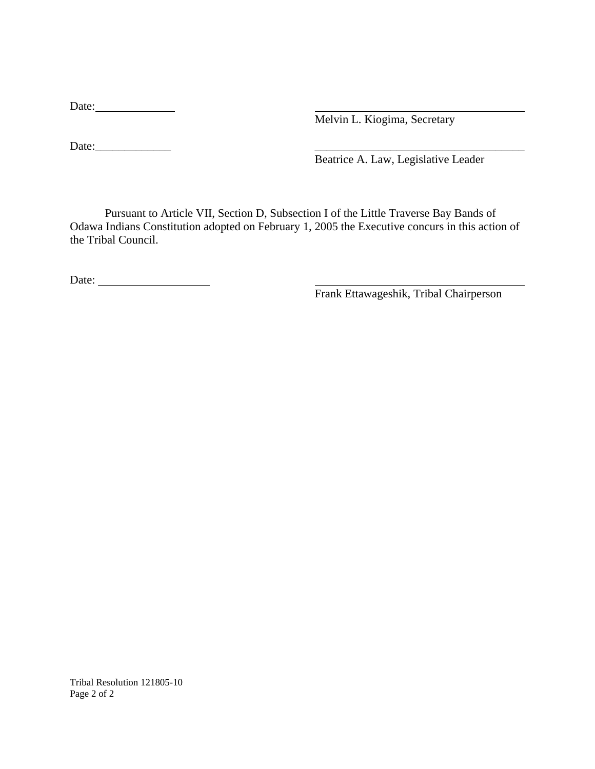Date:______________ \_\_\_\_\_\_\_\_\_\_\_\_\_\_\_\_\_\_\_\_\_\_\_\_\_\_\_\_\_\_\_\_\_\_\_\_\_\_

Melvin L. Kiogima, Secretary

Date:______________ \_\_\_\_\_\_\_\_\_\_\_\_\_\_\_\_\_\_\_\_\_\_\_\_\_\_\_\_\_\_\_\_\_\_\_\_\_\_

Beatrice A. Law, Legislative Leader

Pursuant to Article VII, Section D, Subsection I of the Little Traverse Bay Bands of Odawa Indians Constitution adopted on February 1, 2005 the Executive concurs in this action of the Tribal Council.

Date: ____________________ \_\_\_\_\_\_\_\_\_\_\_\_\_\_\_\_\_\_\_\_\_\_\_\_\_\_\_\_\_\_\_\_\_\_\_\_\_\_

Frank Ettawageshik, Tribal Chairperson

Tribal Resolution 121805-10